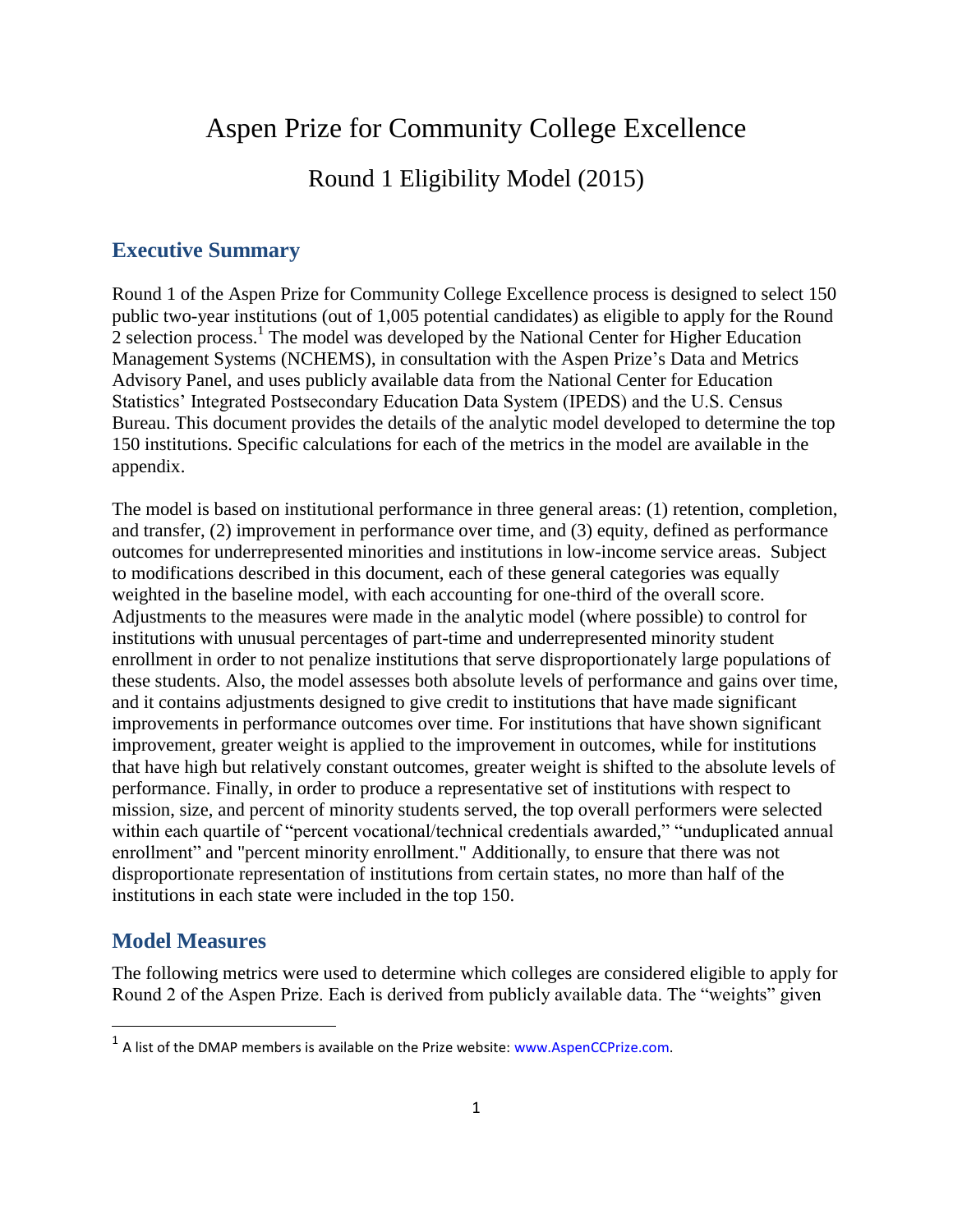# Aspen Prize for Community College Excellence

## Round 1 Eligibility Model (2015)

## Executive Summary

Round 1 of the Aspen Prize for Community College Excellence process is designed to select 150 public two-year institutions (out of 1,005 potential candidates) as eligible to apply for the Round 2 selection process.[1] The model was developed by the National Center for Higher Education Management Systems (NCHEMS), in consultation with the Aspen Prize's Data and Metrics Advisory Panel, and uses publicly available data from the National Center for Education Statistics' Integrated Postsecondary Education Data System (IPEDS) and the U.S. Census Bureau. This document provides the details of the analytic model developed to determine the top 150 institutions. Specific calculations for each of the metrics in the model are available in the appendix.

The model is based on institutional performance in three general areas: (1) retention, completion, and transfer, (2) improvement in performance over time, and (3) equity, defined as performance outcomes for underrepresented minorities and institutions in low-income service areas. Subject to modifications described in this document, each of these general categories was equally weighted in the baseline model, with each accounting for one-third of the overall score. Adjustments to the measures were made in the analytic model (where possible) to control for institutions with unusual percentages of part-time and underrepresented minority student enrollment in order to not penalize institutions that serve disproportionately large populations of these students. Also, the model assesses both absolute levels of performance and gains over time, and it contains adjustments designed to give credit to institutions that have made significant improvements in performance outcomes over time. For institutions that have shown significant improvement, greater weight is applied to the improvement in outcomes, while for institutions that have high but relatively constant outcomes, greater weight is shifted to the absolute levels of performance. Finally, in order to produce a representative set of institutions with respect to mission, size, and percent of minority students served, the top overall performers were selected within each quartile of "percent vocational/technical credentials awarded," "unduplicated annual enrollment" and "percent minority enrollment." Additionally, to ensure that there was not disproportionate representation of institutions from certain states, no more than half of the institutions in each state were included in the top 150.

## Model Measures

The following metrics were used to determine which colleges are considered eligible to apply for Round 2 of the Aspen Prize. Each is derived from publicly available data. The "weights" given

---

[1] A list of the DMAP members is available on the Prize website: www.AspenCCPrize.com.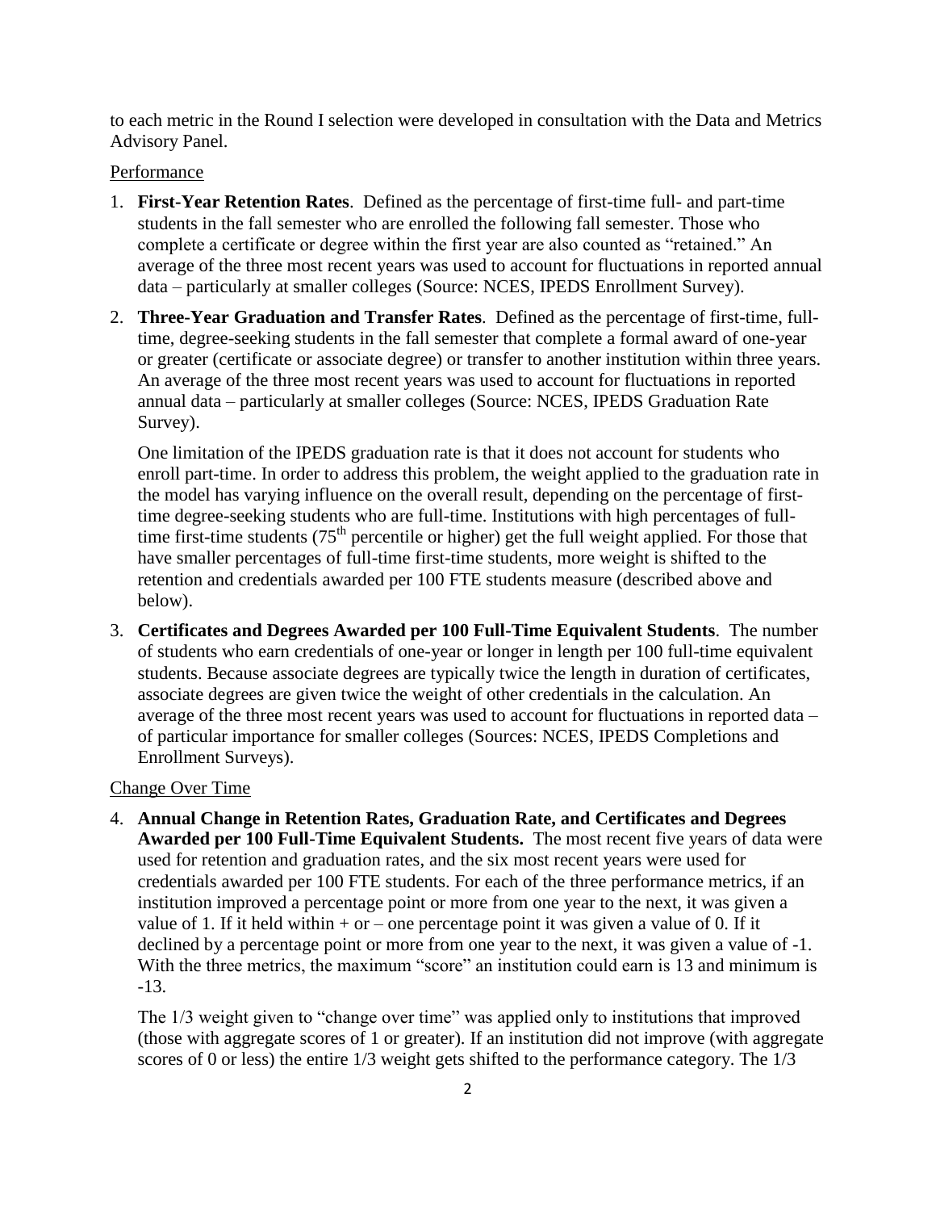to each metric in the Round I selection were developed in consultation with the Data and Metrics Advisory Panel.

Performance

1. **First-Year Retention Rates**. Defined as the percentage of first-time full- and part-time students in the fall semester who are enrolled the following fall semester. Those who complete a certificate or degree within the first year are also counted as "retained." An average of the three most recent years was used to account for fluctuations in reported annual data – particularly at smaller colleges (Source: NCES, IPEDS Enrollment Survey).

2. **Three-Year Graduation and Transfer Rates**. Defined as the percentage of first-time, full-time, degree-seeking students in the fall semester that complete a formal award of one-year or greater (certificate or associate degree) or transfer to another institution within three years. An average of the three most recent years was used to account for fluctuations in reported annual data – particularly at smaller colleges (Source: NCES, IPEDS Graduation Rate Survey).

   One limitation of the IPEDS graduation rate is that it does not account for students who enroll part-time. In order to address this problem, the weight applied to the graduation rate in the model has varying influence on the overall result, depending on the percentage of first-time degree-seeking students who are full-time. Institutions with high percentages of full-time first-time students (75th percentile or higher) get the full weight applied. For those that have smaller percentages of full-time first-time students, more weight is shifted to the retention and credentials awarded per 100 FTE students measure (described above and below).

3. **Certificates and Degrees Awarded per 100 Full-Time Equivalent Students**. The number of students who earn credentials of one-year or longer in length per 100 full-time equivalent students. Because associate degrees are typically twice the length in duration of certificates, associate degrees are given twice the weight of other credentials in the calculation. An average of the three most recent years was used to account for fluctuations in reported data – of particular importance for smaller colleges (Sources: NCES, IPEDS Completions and Enrollment Surveys).

Change Over Time

4. **Annual Change in Retention Rates, Graduation Rate, and Certificates and Degrees Awarded per 100 Full-Time Equivalent Students.** The most recent five years of data were used for retention and graduation rates, and the six most recent years were used for credentials awarded per 100 FTE students. For each of the three performance metrics, if an institution improved a percentage point or more from one year to the next, it was given a value of 1. If it held within + or – one percentage point it was given a value of 0. If it declined by a percentage point or more from one year to the next, it was given a value of -1. With the three metrics, the maximum "score" an institution could earn is 13 and minimum is -13.

   The 1/3 weight given to "change over time" was applied only to institutions that improved (those with aggregate scores of 1 or greater). If an institution did not improve (with aggregate scores of 0 or less) the entire 1/3 weight gets shifted to the performance category. The 1/3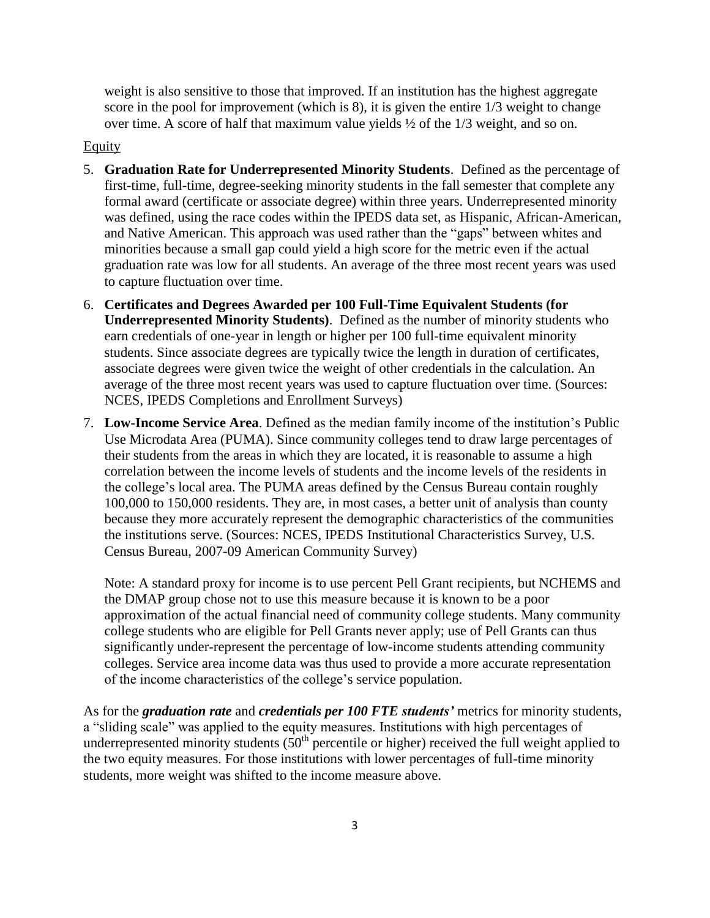weight is also sensitive to those that improved. If an institution has the highest aggregate score in the pool for improvement (which is 8), it is given the entire 1/3 weight to change over time. A score of half that maximum value yields ½ of the 1/3 weight, and so on.

<u>Equity</u>

5. **Graduation Rate for Underrepresented Minority Students**. Defined as the percentage of first-time, full-time, degree-seeking minority students in the fall semester that complete any formal award (certificate or associate degree) within three years. Underrepresented minority was defined, using the race codes within the IPEDS data set, as Hispanic, African-American, and Native American. This approach was used rather than the "gaps" between whites and minorities because a small gap could yield a high score for the metric even if the actual graduation rate was low for all students. An average of the three most recent years was used to capture fluctuation over time.

6. **Certificates and Degrees Awarded per 100 Full-Time Equivalent Students (for Underrepresented Minority Students)**. Defined as the number of minority students who earn credentials of one-year in length or higher per 100 full-time equivalent minority students. Since associate degrees are typically twice the length in duration of certificates, associate degrees were given twice the weight of other credentials in the calculation. An average of the three most recent years was used to capture fluctuation over time. (Sources: NCES, IPEDS Completions and Enrollment Surveys)

7. **Low-Income Service Area**. Defined as the median family income of the institution's Public Use Microdata Area (PUMA). Since community colleges tend to draw large percentages of their students from the areas in which they are located, it is reasonable to assume a high correlation between the income levels of students and the income levels of the residents in the college's local area. The PUMA areas defined by the Census Bureau contain roughly 100,000 to 150,000 residents. They are, in most cases, a better unit of analysis than county because they more accurately represent the demographic characteristics of the communities the institutions serve. (Sources: NCES, IPEDS Institutional Characteristics Survey, U.S. Census Bureau, 2007-09 American Community Survey)

   Note: A standard proxy for income is to use percent Pell Grant recipients, but NCHEMS and the DMAP group chose not to use this measure because it is known to be a poor approximation of the actual financial need of community college students. Many community college students who are eligible for Pell Grants never apply; use of Pell Grants can thus significantly under-represent the percentage of low-income students attending community colleges. Service area income data was thus used to provide a more accurate representation of the income characteristics of the college's service population.

As for the ***graduation rate*** and ***credentials per 100 FTE students'*** metrics for minority students, a "sliding scale" was applied to the equity measures. Institutions with high percentages of underrepresented minority students (50th percentile or higher) received the full weight applied to the two equity measures. For those institutions with lower percentages of full-time minority students, more weight was shifted to the income measure above.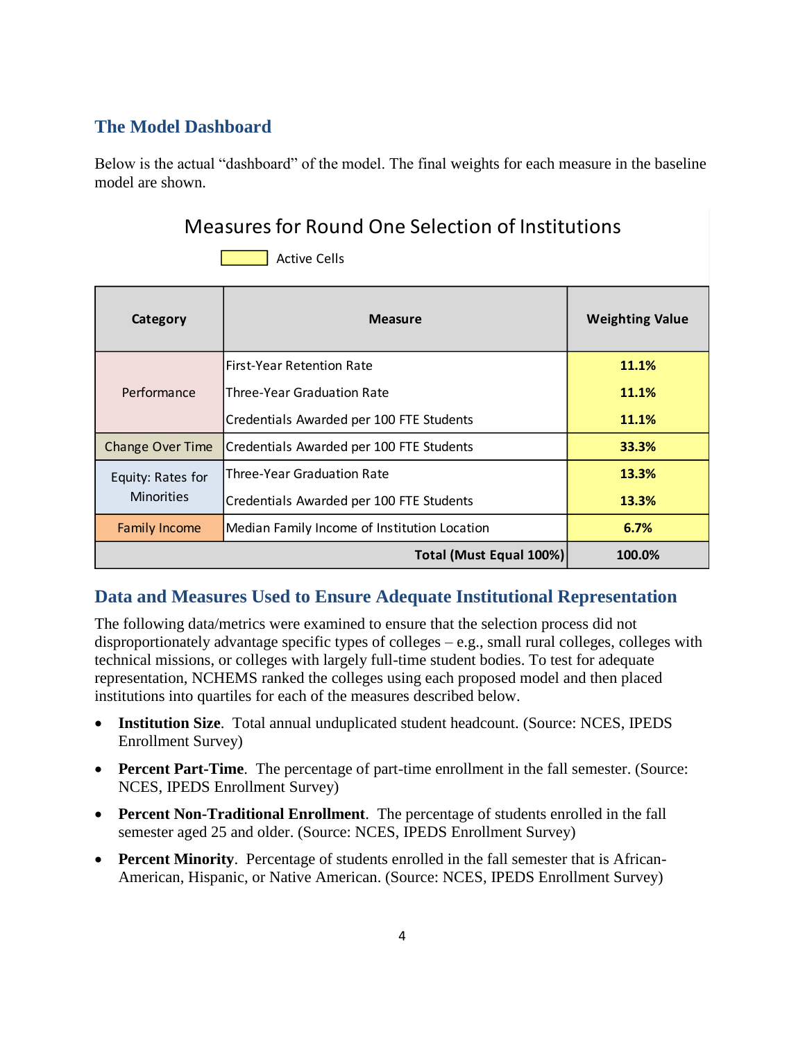## The Model Dashboard

Below is the actual "dashboard" of the model. The final weights for each measure in the baseline model are shown.

### Measures for Round One Selection of Institutions

Active Cells

| Category | Measure | Weighting Value |
|---|---|---|
| Performance | First-Year Retention Rate | **11.1%** |
| | Three-Year Graduation Rate | **11.1%** |
| | Credentials Awarded per 100 FTE Students | **11.1%** |
| Change Over Time | Credentials Awarded per 100 FTE Students | **33.3%** |
| Equity: Rates for Minorities | Three-Year Graduation Rate | **13.3%** |
| | Credentials Awarded per 100 FTE Students | **13.3%** |
| Family Income | Median Family Income of Institution Location | **6.7%** |
| | **Total (Must Equal 100%)** | **100.0%** |

## Data and Measures Used to Ensure Adequate Institutional Representation

The following data/metrics were examined to ensure that the selection process did not disproportionately advantage specific types of colleges – e.g., small rural colleges, colleges with technical missions, or colleges with largely full-time student bodies. To test for adequate representation, NCHEMS ranked the colleges using each proposed model and then placed institutions into quartiles for each of the measures described below.

- **Institution Size**. Total annual unduplicated student headcount. (Source: NCES, IPEDS Enrollment Survey)
- **Percent Part-Time**. The percentage of part-time enrollment in the fall semester. (Source: NCES, IPEDS Enrollment Survey)
- **Percent Non-Traditional Enrollment**. The percentage of students enrolled in the fall semester aged 25 and older. (Source: NCES, IPEDS Enrollment Survey)
- **Percent Minority**. Percentage of students enrolled in the fall semester that is African-American, Hispanic, or Native American. (Source: NCES, IPEDS Enrollment Survey)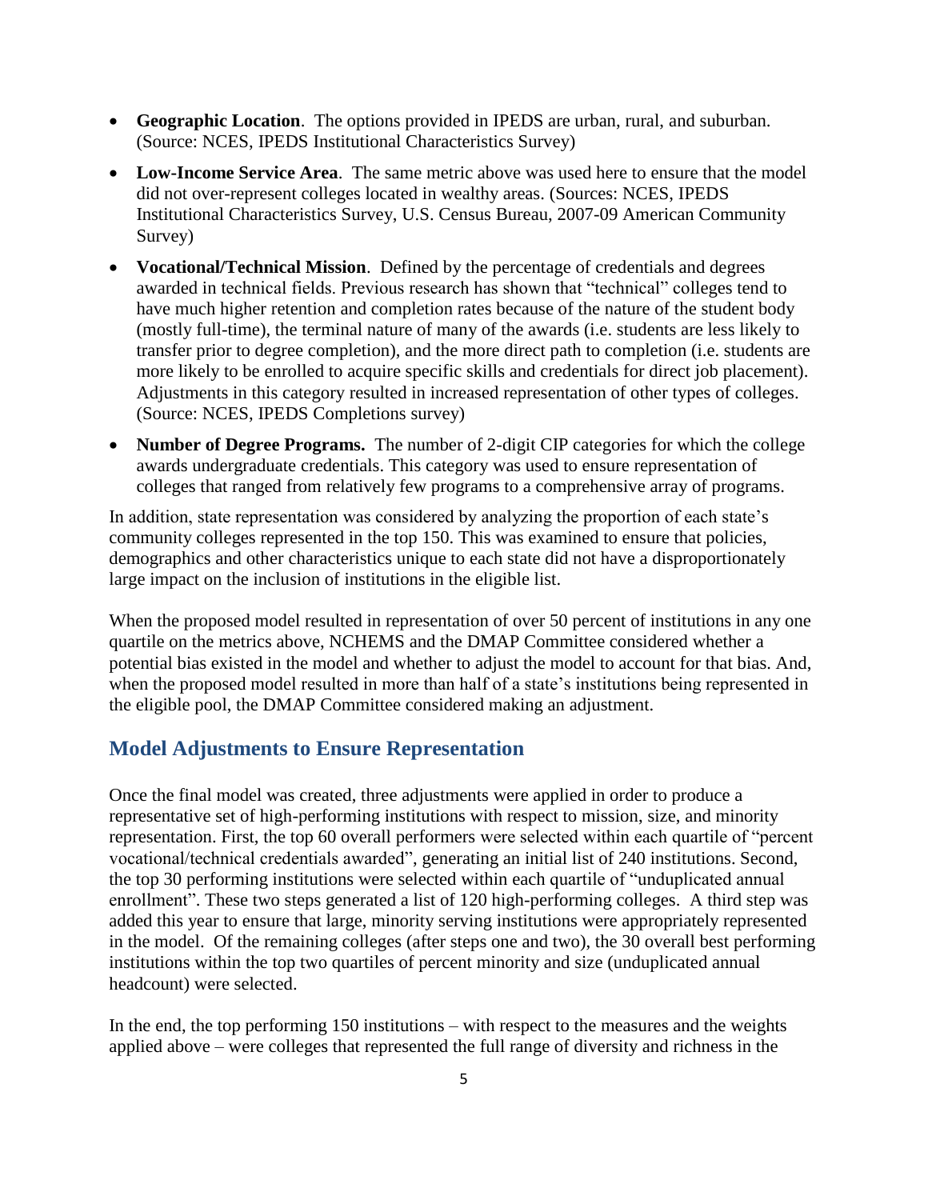- **Geographic Location**. The options provided in IPEDS are urban, rural, and suburban. (Source: NCES, IPEDS Institutional Characteristics Survey)
- **Low-Income Service Area**. The same metric above was used here to ensure that the model did not over-represent colleges located in wealthy areas. (Sources: NCES, IPEDS Institutional Characteristics Survey, U.S. Census Bureau, 2007-09 American Community Survey)
- **Vocational/Technical Mission**. Defined by the percentage of credentials and degrees awarded in technical fields. Previous research has shown that "technical" colleges tend to have much higher retention and completion rates because of the nature of the student body (mostly full-time), the terminal nature of many of the awards (i.e. students are less likely to transfer prior to degree completion), and the more direct path to completion (i.e. students are more likely to be enrolled to acquire specific skills and credentials for direct job placement). Adjustments in this category resulted in increased representation of other types of colleges. (Source: NCES, IPEDS Completions survey)
- **Number of Degree Programs.** The number of 2-digit CIP categories for which the college awards undergraduate credentials. This category was used to ensure representation of colleges that ranged from relatively few programs to a comprehensive array of programs.

In addition, state representation was considered by analyzing the proportion of each state's community colleges represented in the top 150. This was examined to ensure that policies, demographics and other characteristics unique to each state did not have a disproportionately large impact on the inclusion of institutions in the eligible list.

When the proposed model resulted in representation of over 50 percent of institutions in any one quartile on the metrics above, NCHEMS and the DMAP Committee considered whether a potential bias existed in the model and whether to adjust the model to account for that bias. And, when the proposed model resulted in more than half of a state's institutions being represented in the eligible pool, the DMAP Committee considered making an adjustment.

## Model Adjustments to Ensure Representation

Once the final model was created, three adjustments were applied in order to produce a representative set of high-performing institutions with respect to mission, size, and minority representation. First, the top 60 overall performers were selected within each quartile of "percent vocational/technical credentials awarded", generating an initial list of 240 institutions. Second, the top 30 performing institutions were selected within each quartile of "unduplicated annual enrollment". These two steps generated a list of 120 high-performing colleges. A third step was added this year to ensure that large, minority serving institutions were appropriately represented in the model. Of the remaining colleges (after steps one and two), the 30 overall best performing institutions within the top two quartiles of percent minority and size (unduplicated annual headcount) were selected.

In the end, the top performing 150 institutions – with respect to the measures and the weights applied above – were colleges that represented the full range of diversity and richness in the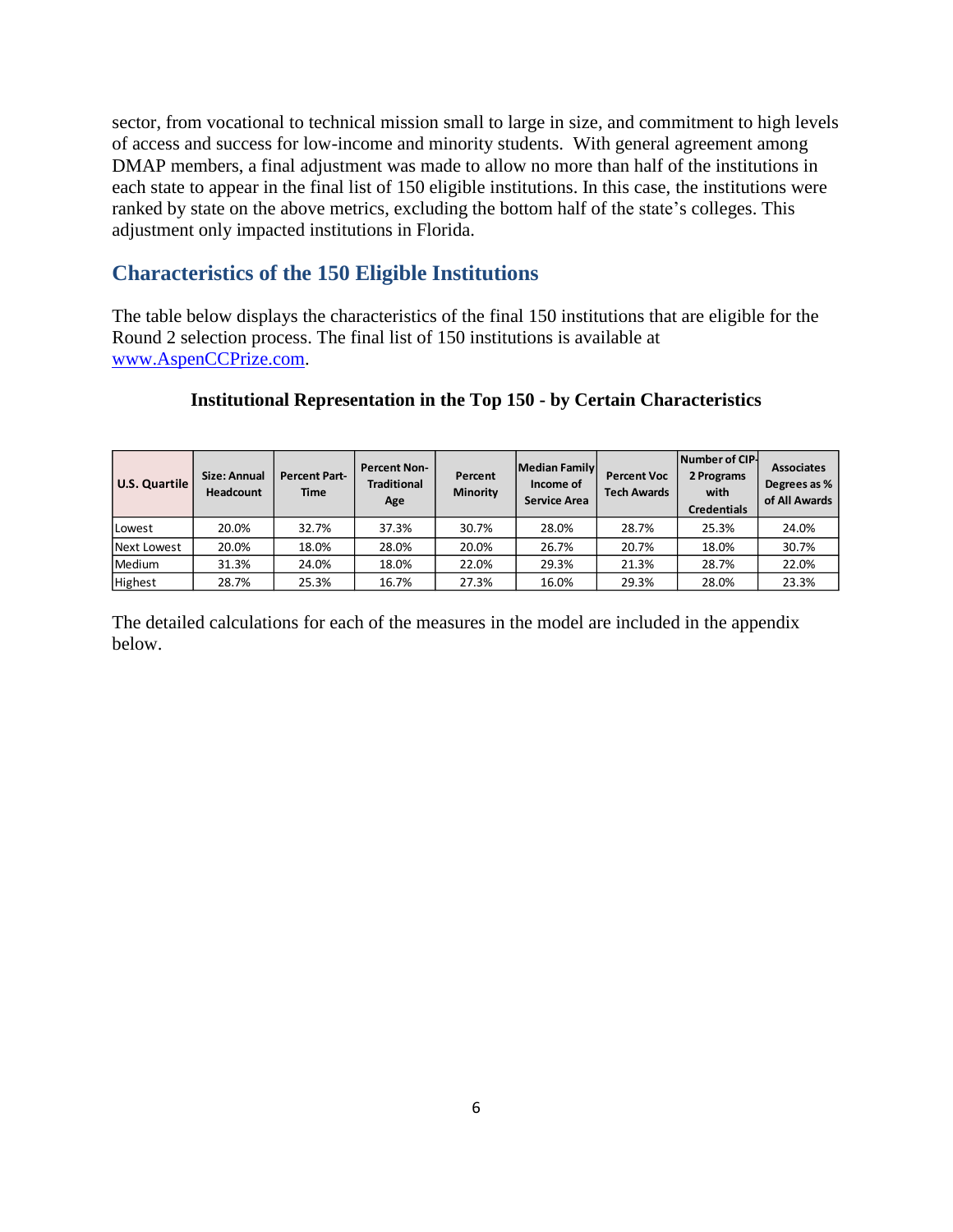sector, from vocational to technical mission small to large in size, and commitment to high levels of access and success for low-income and minority students. With general agreement among DMAP members, a final adjustment was made to allow no more than half of the institutions in each state to appear in the final list of 150 eligible institutions. In this case, the institutions were ranked by state on the above metrics, excluding the bottom half of the state's colleges. This adjustment only impacted institutions in Florida.

## Characteristics of the 150 Eligible Institutions

The table below displays the characteristics of the final 150 institutions that are eligible for the Round 2 selection process. The final list of 150 institutions is available at [www.AspenCCPrize.com](http://www.AspenCCPrize.com).

**Institutional Representation in the Top 150 - by Certain Characteristics**

| U.S. Quartile | Size: Annual Headcount | Percent Part-Time | Percent Non-Traditional Age | Percent Minority | Median Family Income of Service Area | Percent Voc Tech Awards | Number of CIP-2 Programs with Credentials | Associates Degrees as % of All Awards |
|---|---|---|---|---|---|---|---|---|
| Lowest | 20.0% | 32.7% | 37.3% | 30.7% | 28.0% | 28.7% | 25.3% | 24.0% |
| Next Lowest | 20.0% | 18.0% | 28.0% | 20.0% | 26.7% | 20.7% | 18.0% | 30.7% |
| Medium | 31.3% | 24.0% | 18.0% | 22.0% | 29.3% | 21.3% | 28.7% | 22.0% |
| Highest | 28.7% | 25.3% | 16.7% | 27.3% | 16.0% | 29.3% | 28.0% | 23.3% |

The detailed calculations for each of the measures in the model are included in the appendix below.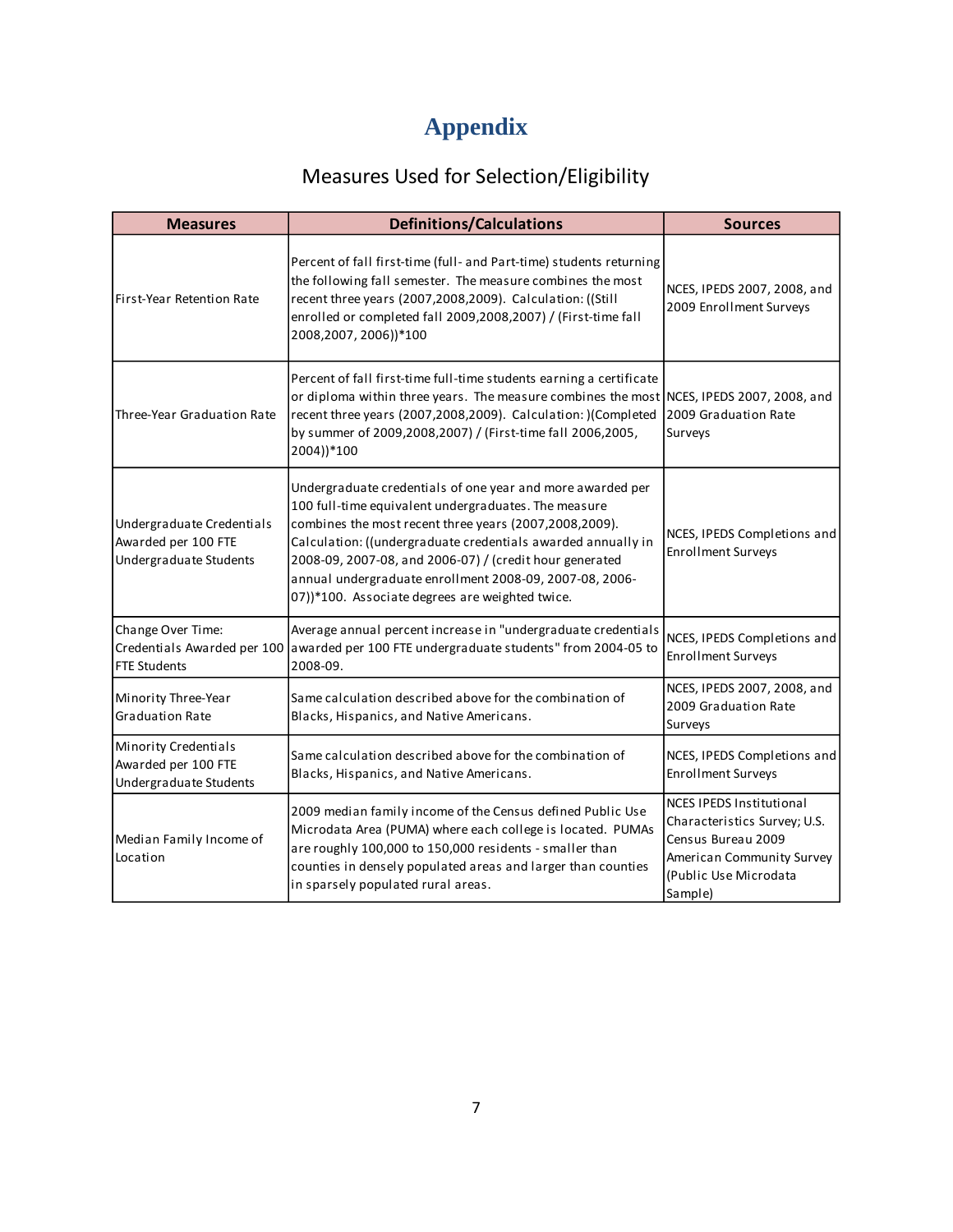# Appendix

## Measures Used for Selection/Eligibility

| Measures | Definitions/Calculations | Sources |
| --- | --- | --- |
| First-Year Retention Rate | Percent of fall first-time (full- and Part-time) students returning the following fall semester. The measure combines the most recent three years (2007,2008,2009). Calculation: ((Still enrolled or completed fall 2009,2008,2007) / (First-time fall 2008,2007, 2006))*100 | NCES, IPEDS 2007, 2008, and 2009 Enrollment Surveys |
| Three-Year Graduation Rate | Percent of fall first-time full-time students earning a certificate or diploma within three years. The measure combines the most recent three years (2007,2008,2009). Calculation: )(Completed by summer of 2009,2008,2007) / (First-time fall 2006,2005, 2004))*100 | NCES, IPEDS 2007, 2008, and 2009 Graduation Rate Surveys |
| Undergraduate Credentials Awarded per 100 FTE Undergraduate Students | Undergraduate credentials of one year and more awarded per 100 full-time equivalent undergraduates. The measure combines the most recent three years (2007,2008,2009). Calculation: ((undergraduate credentials awarded annually in 2008-09, 2007-08, and 2006-07) / (credit hour generated annual undergraduate enrollment 2008-09, 2007-08, 2006-07))*100. Associate degrees are weighted twice. | NCES, IPEDS Completions and Enrollment Surveys |
| Change Over Time: Credentials Awarded per 100 FTE Students | Average annual percent increase in "undergraduate credentials awarded per 100 FTE undergraduate students" from 2004-05 to 2008-09. | NCES, IPEDS Completions and Enrollment Surveys |
| Minority Three-Year Graduation Rate | Same calculation described above for the combination of Blacks, Hispanics, and Native Americans. | NCES, IPEDS 2007, 2008, and 2009 Graduation Rate Surveys |
| Minority Credentials Awarded per 100 FTE Undergraduate Students | Same calculation described above for the combination of Blacks, Hispanics, and Native Americans. | NCES, IPEDS Completions and Enrollment Surveys |
| Median Family Income of Location | 2009 median family income of the Census defined Public Use Microdata Area (PUMA) where each college is located. PUMAs are roughly 100,000 to 150,000 residents - smaller than counties in densely populated areas and larger than counties in sparsely populated rural areas. | NCES IPEDS Institutional Characteristics Survey; U.S. Census Bureau 2009 American Community Survey (Public Use Microdata Sample) |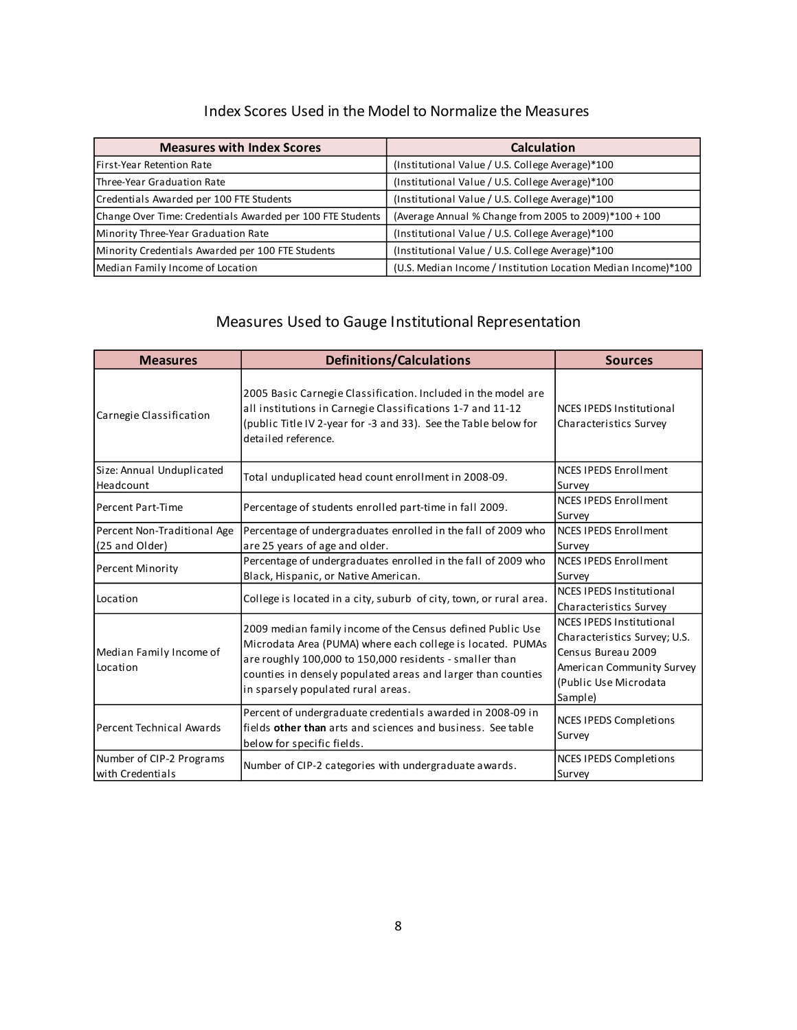## Index Scores Used in the Model to Normalize the Measures

| Measures with Index Scores | Calculation |
|---|---|
| First-Year Retention Rate | (Institutional Value / U.S. College Average)*100 |
| Three-Year Graduation Rate | (Institutional Value / U.S. College Average)*100 |
| Credentials Awarded per 100 FTE Students | (Institutional Value / U.S. College Average)*100 |
| Change Over Time: Credentials Awarded per 100 FTE Students | (Average Annual % Change from 2005 to 2009)*100 + 100 |
| Minority Three-Year Graduation Rate | (Institutional Value / U.S. College Average)*100 |
| Minority Credentials Awarded per 100 FTE Students | (Institutional Value / U.S. College Average)*100 |
| Median Family Income of Location | (U.S. Median Income / Institution Location Median Income)*100 |

## Measures Used to Gauge Institutional Representation

| Measures | Definitions/Calculations | Sources |
|---|---|---|
| Carnegie Classification | 2005 Basic Carnegie Classification. Included in the model are all institutions in Carnegie Classifications 1-7 and 11-12 (public Title IV 2-year for -3 and 33). See the Table below for detailed reference. | NCES IPEDS Institutional Characteristics Survey |
| Size: Annual Unduplicated Headcount | Total unduplicated head count enrollment in 2008-09. | NCES IPEDS Enrollment Survey |
| Percent Part-Time | Percentage of students enrolled part-time in fall 2009. | NCES IPEDS Enrollment Survey |
| Percent Non-Traditional Age (25 and Older) | Percentage of undergraduates enrolled in the fall of 2009 who are 25 years of age and older. | NCES IPEDS Enrollment Survey |
| Percent Minority | Percentage of undergraduates enrolled in the fall of 2009 who Black, Hispanic, or Native American. | NCES IPEDS Enrollment Survey |
| Location | College is located in a city, suburb of city, town, or rural area. | NCES IPEDS Institutional Characteristics Survey |
| Median Family Income of Location | 2009 median family income of the Census defined Public Use Microdata Area (PUMA) where each college is located. PUMAs are roughly 100,000 to 150,000 residents - smaller than counties in densely populated areas and larger than counties in sparsely populated rural areas. | NCES IPEDS Institutional Characteristics Survey; U.S. Census Bureau 2009 American Community Survey (Public Use Microdata Sample) |
| Percent Technical Awards | Percent of undergraduate credentials awarded in 2008-09 in fields **other than** arts and sciences and business. See table below for specific fields. | NCES IPEDS Completions Survey |
| Number of CIP-2 Programs with Credentials | Number of CIP-2 categories with undergraduate awards. | NCES IPEDS Completions Survey |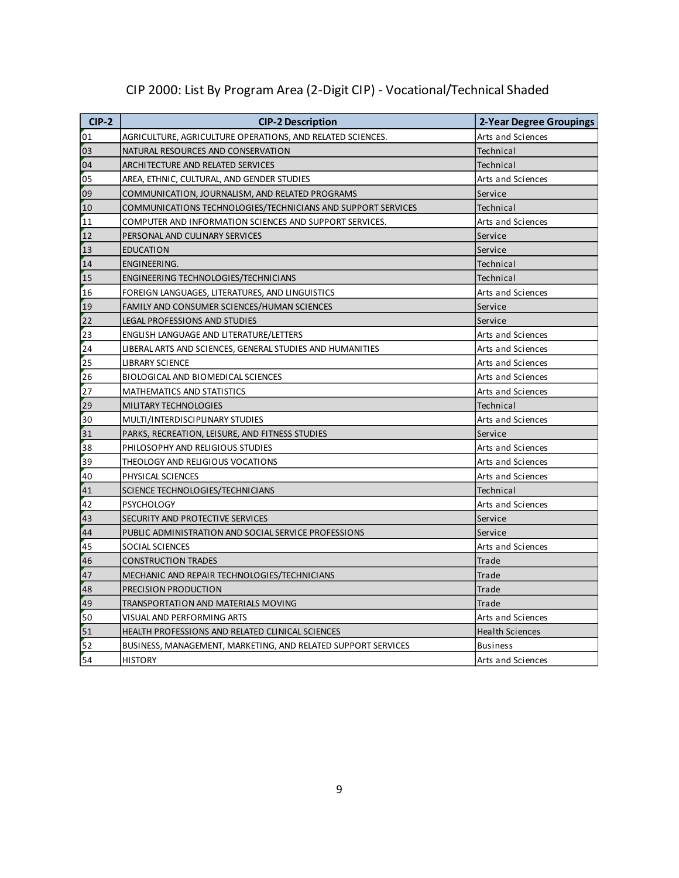# CIP 2000: List By Program Area (2-Digit CIP) - Vocational/Technical Shaded

| CIP-2 | CIP-2 Description | 2-Year Degree Groupings |
|---|---|---|
| 01 | AGRICULTURE, AGRICULTURE OPERATIONS, AND RELATED SCIENCES. | Arts and Sciences |
| 03 | NATURAL RESOURCES AND CONSERVATION | Technical |
| 04 | ARCHITECTURE AND RELATED SERVICES | Technical |
| 05 | AREA, ETHNIC, CULTURAL, AND GENDER STUDIES | Arts and Sciences |
| 09 | COMMUNICATION, JOURNALISM, AND RELATED PROGRAMS | Service |
| 10 | COMMUNICATIONS TECHNOLOGIES/TECHNICIANS AND SUPPORT SERVICES | Technical |
| 11 | COMPUTER AND INFORMATION SCIENCES AND SUPPORT SERVICES. | Arts and Sciences |
| 12 | PERSONAL AND CULINARY SERVICES | Service |
| 13 | EDUCATION | Service |
| 14 | ENGINEERING. | Technical |
| 15 | ENGINEERING TECHNOLOGIES/TECHNICIANS | Technical |
| 16 | FOREIGN LANGUAGES, LITERATURES, AND LINGUISTICS | Arts and Sciences |
| 19 | FAMILY AND CONSUMER SCIENCES/HUMAN SCIENCES | Service |
| 22 | LEGAL PROFESSIONS AND STUDIES | Service |
| 23 | ENGLISH LANGUAGE AND LITERATURE/LETTERS | Arts and Sciences |
| 24 | LIBERAL ARTS AND SCIENCES, GENERAL STUDIES AND HUMANITIES | Arts and Sciences |
| 25 | LIBRARY SCIENCE | Arts and Sciences |
| 26 | BIOLOGICAL AND BIOMEDICAL SCIENCES | Arts and Sciences |
| 27 | MATHEMATICS AND STATISTICS | Arts and Sciences |
| 29 | MILITARY TECHNOLOGIES | Technical |
| 30 | MULTI/INTERDISCIPLINARY STUDIES | Arts and Sciences |
| 31 | PARKS, RECREATION, LEISURE, AND FITNESS STUDIES | Service |
| 38 | PHILOSOPHY AND RELIGIOUS STUDIES | Arts and Sciences |
| 39 | THEOLOGY AND RELIGIOUS VOCATIONS | Arts and Sciences |
| 40 | PHYSICAL SCIENCES | Arts and Sciences |
| 41 | SCIENCE TECHNOLOGIES/TECHNICIANS | Technical |
| 42 | PSYCHOLOGY | Arts and Sciences |
| 43 | SECURITY AND PROTECTIVE SERVICES | Service |
| 44 | PUBLIC ADMINISTRATION AND SOCIAL SERVICE PROFESSIONS | Service |
| 45 | SOCIAL SCIENCES | Arts and Sciences |
| 46 | CONSTRUCTION TRADES | Trade |
| 47 | MECHANIC AND REPAIR TECHNOLOGIES/TECHNICIANS | Trade |
| 48 | PRECISION PRODUCTION | Trade |
| 49 | TRANSPORTATION AND MATERIALS MOVING | Trade |
| 50 | VISUAL AND PERFORMING ARTS | Arts and Sciences |
| 51 | HEALTH PROFESSIONS AND RELATED CLINICAL SCIENCES | Health Sciences |
| 52 | BUSINESS, MANAGEMENT, MARKETING, AND RELATED SUPPORT SERVICES | Business |
| 54 | HISTORY | Arts and Sciences |